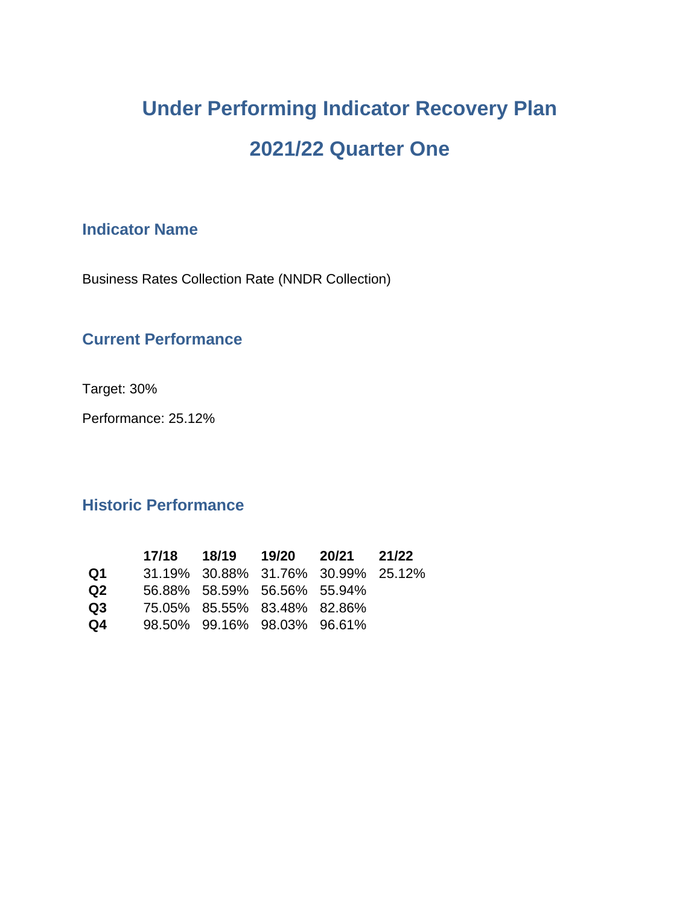# Under Performing Indicator Recovery Plan

# 2021/22 Quarter One

## Indicator Name

Business Rates Collection Rate (NNDR Collection)

## Current Performance

Target: 30%

Performance: 25.12%

## Historic Performance

| | 17/18 | 18/19 | 19/20 | 20/21 | 21/22 |
|---|---|---|---|---|---|
| **Q1** | 31.19% | 30.88% | 31.76% | 30.99% | 25.12% |
| **Q2** | 56.88% | 58.59% | 56.56% | 55.94% | |
| **Q3** | 75.05% | 85.55% | 83.48% | 82.86% | |
| **Q4** | 98.50% | 99.16% | 98.03% | 96.61% | |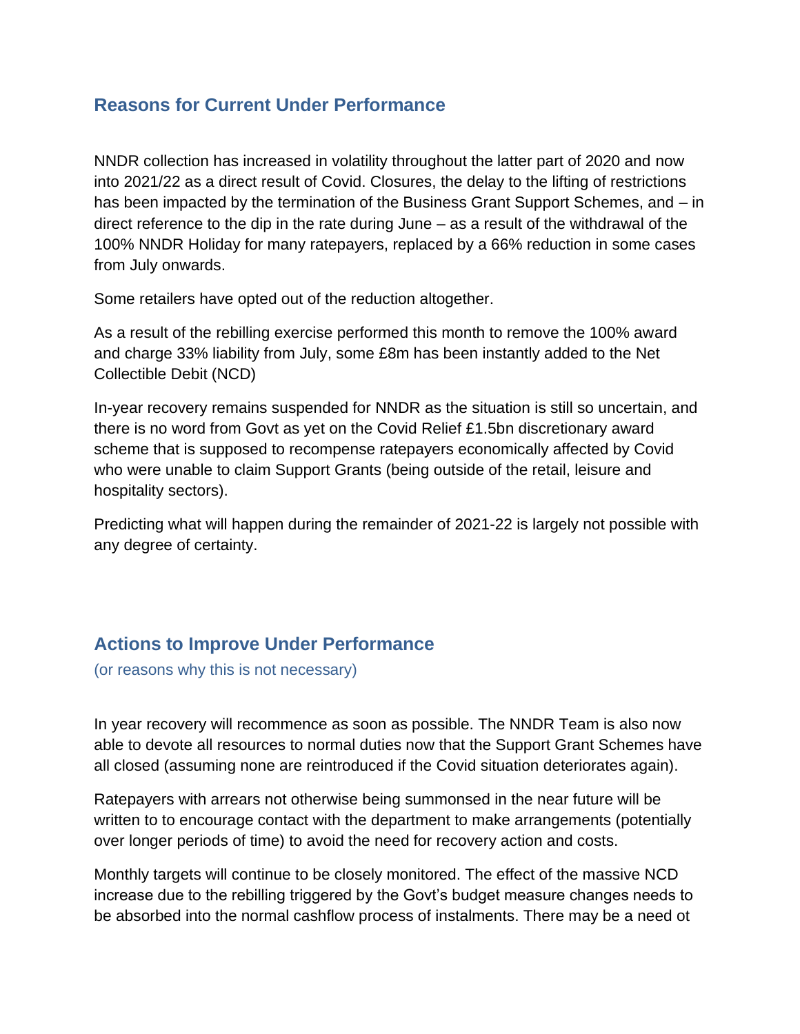## Reasons for Current Under Performance

NNDR collection has increased in volatility throughout the latter part of 2020 and now into 2021/22 as a direct result of Covid. Closures, the delay to the lifting of restrictions has been impacted by the termination of the Business Grant Support Schemes, and – in direct reference to the dip in the rate during June – as a result of the withdrawal of the 100% NNDR Holiday for many ratepayers, replaced by a 66% reduction in some cases from July onwards.

Some retailers have opted out of the reduction altogether.

As a result of the rebilling exercise performed this month to remove the 100% award and charge 33% liability from July, some £8m has been instantly added to the Net Collectible Debit (NCD)

In-year recovery remains suspended for NNDR as the situation is still so uncertain, and there is no word from Govt as yet on the Covid Relief £1.5bn discretionary award scheme that is supposed to recompense ratepayers economically affected by Covid who were unable to claim Support Grants (being outside of the retail, leisure and hospitality sectors).

Predicting what will happen during the remainder of 2021-22 is largely not possible with any degree of certainty.

## Actions to Improve Under Performance

(or reasons why this is not necessary)

In year recovery will recommence as soon as possible. The NNDR Team is also now able to devote all resources to normal duties now that the Support Grant Schemes have all closed (assuming none are reintroduced if the Covid situation deteriorates again).

Ratepayers with arrears not otherwise being summonsed in the near future will be written to to encourage contact with the department to make arrangements (potentially over longer periods of time) to avoid the need for recovery action and costs.

Monthly targets will continue to be closely monitored. The effect of the massive NCD increase due to the rebilling triggered by the Govt's budget measure changes needs to be absorbed into the normal cashflow process of instalments. There may be a need ot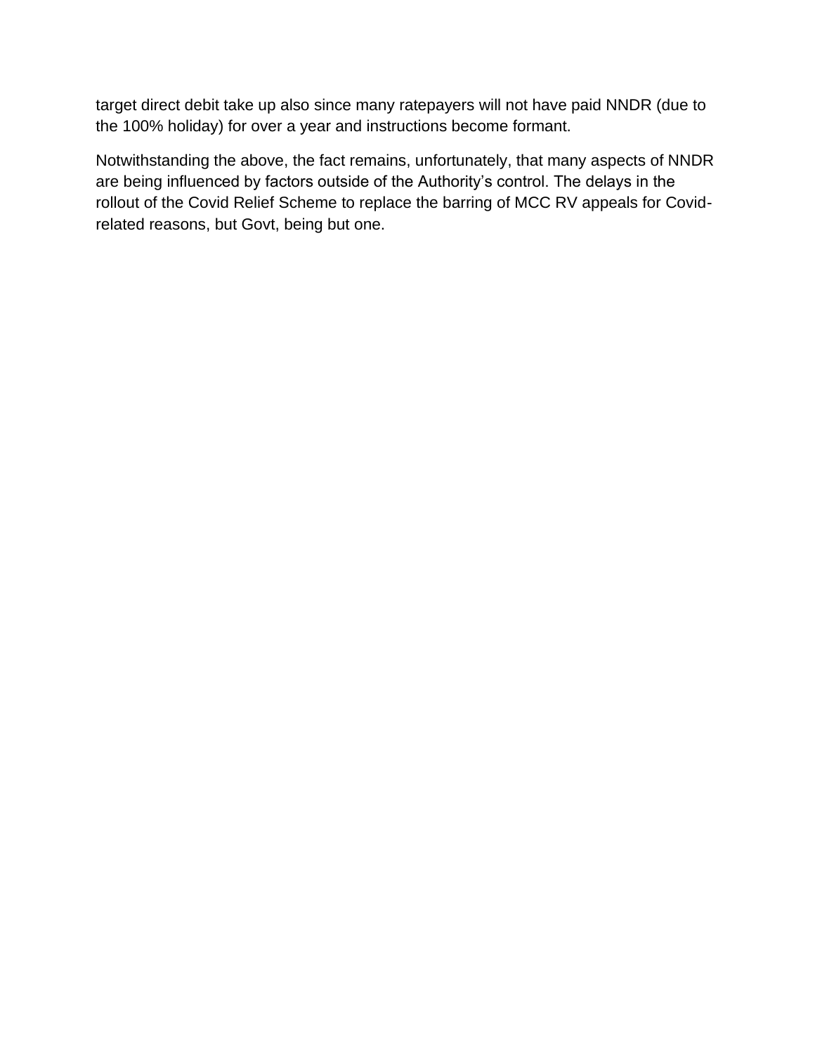target direct debit take up also since many ratepayers will not have paid NNDR (due to the 100% holiday) for over a year and instructions become formant.

Notwithstanding the above, the fact remains, unfortunately, that many aspects of NNDR are being influenced by factors outside of the Authority's control. The delays in the rollout of the Covid Relief Scheme to replace the barring of MCC RV appeals for Covid-related reasons, but Govt, being but one.